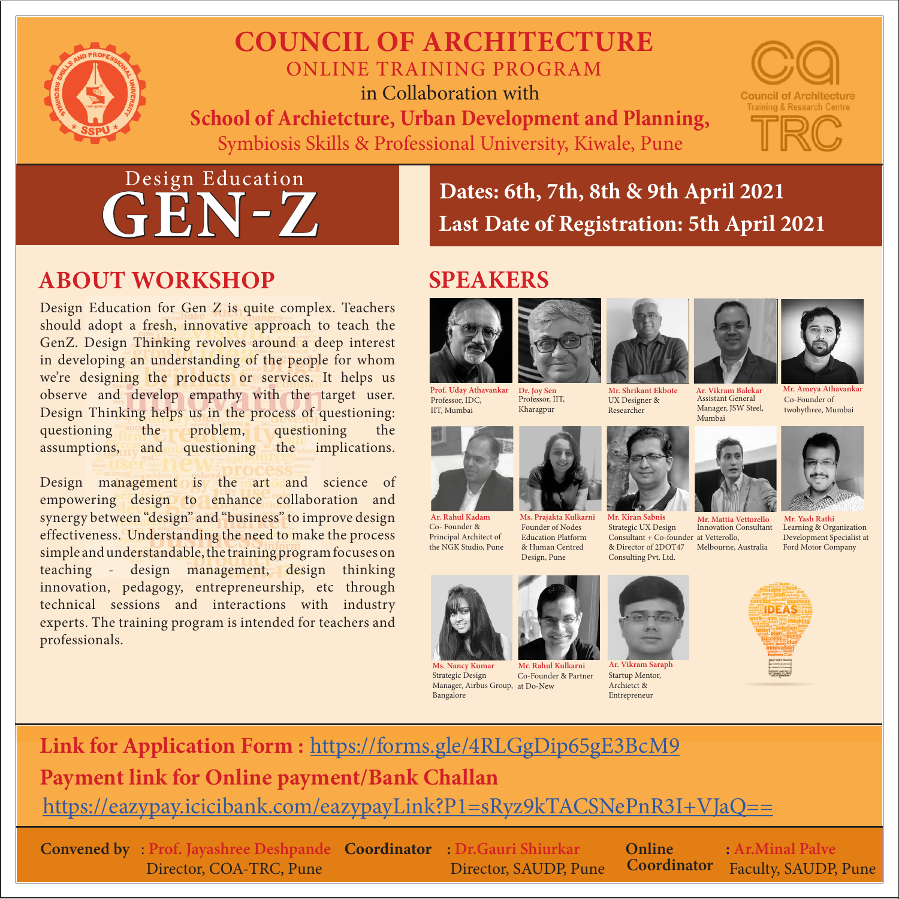# COUNCIL OF ARCHITECTURE

## ONLINE TRAINING PROGRAM

in Collaboration with

**School of Archietcture, Urban Development and Planning,**

Symbiosis Skills & Professional University, Kiwale, Pune

Council of Architecture Training & Research Centre TRC

# Design Education GEN-Z

**Dates: 6th, 7th, 8th & 9th April 2021**

**Last Date of Registration: 5th April 2021**

## ABOUT WORKSHOP

Design Education for Gen Z is quite complex. Teachers should adopt a fresh, innovative approach to teach the GenZ. Design Thinking revolves around a deep interest in developing an understanding of the people for whom we're designing the products or services. It helps us observe and develop empathy with the target user. Design Thinking helps us in the process of questioning: questioning the problem, questioning the assumptions, and questioning the implications.

Design management is the art and science of empowering design to enhance collaboration and synergy between "design" and "business" to improve design effectiveness. Understanding the need to make the process simple and understandable, the training program focuses on teaching - design management, design thinking innovation, pedagogy, entrepreneurship, etc through technical sessions and interactions with industry experts. The training program is intended for teachers and professionals.

## SPEAKERS

- **Prof. Uday Athavankar** – Professor, IDC, IIT, Mumbai
- **Dr. Joy Sen** – Professor, IIT, Kharagpur
- **Mr. Shrikant Ekbote** – UX Designer & Researcher
- **Ar. Vikram Balekar** – Assistant General Manager, JSW Steel, Mumbai
- **Mr. Ameya Athavankar** – Co-Founder of twobythree, Mumbai
- **Ar. Rahul Kadam** – Co- Founder & Principal Architect of the NGK Studio, Pune
- **Ms. Prajakta Kulkarni** – Founder of Nodes Education Platform & Human Centred Design, Pune
- **Mr. Kiran Sabnis** – Strategic UX Design Consultant + Co-founder & Director of 2DOT47 Consulting Pvt. Ltd.
- **Mr. Mattia Vettorello** – Innovation Consultant at Vetterollo, Melbourne, Australia
- **Mr. Yash Rathi** – Learning & Organization Development Specialist at Ford Motor Company
- **Ms. Nancy Kumar** – Strategic Design Manager, Airbus Group, Bangalore
- **Mr. Rahul Kulkarni** – Co-Founder & Partner at Do-New
- **Ar. Vikram Saraph** – Startup Mentor, Archietct & Entrepreneur

**Link for Application Form :** https://forms.gle/4RLGgDip65gE3BcM9

**Payment link for Online payment/Bank Challan**

https://eazypay.icicibank.com/eazypayLink?P1=sRyz9kTACSNePnR3I+VJaQ==

**Convened by** : Prof. Jayashree Deshpande, Director, COA-TRC, Pune

**Coordinator** : Dr.Gauri Shiurkar, Director, SAUDP, Pune

**Online Coordinator** : Ar.Minal Palve, Faculty, SAUDP, Pune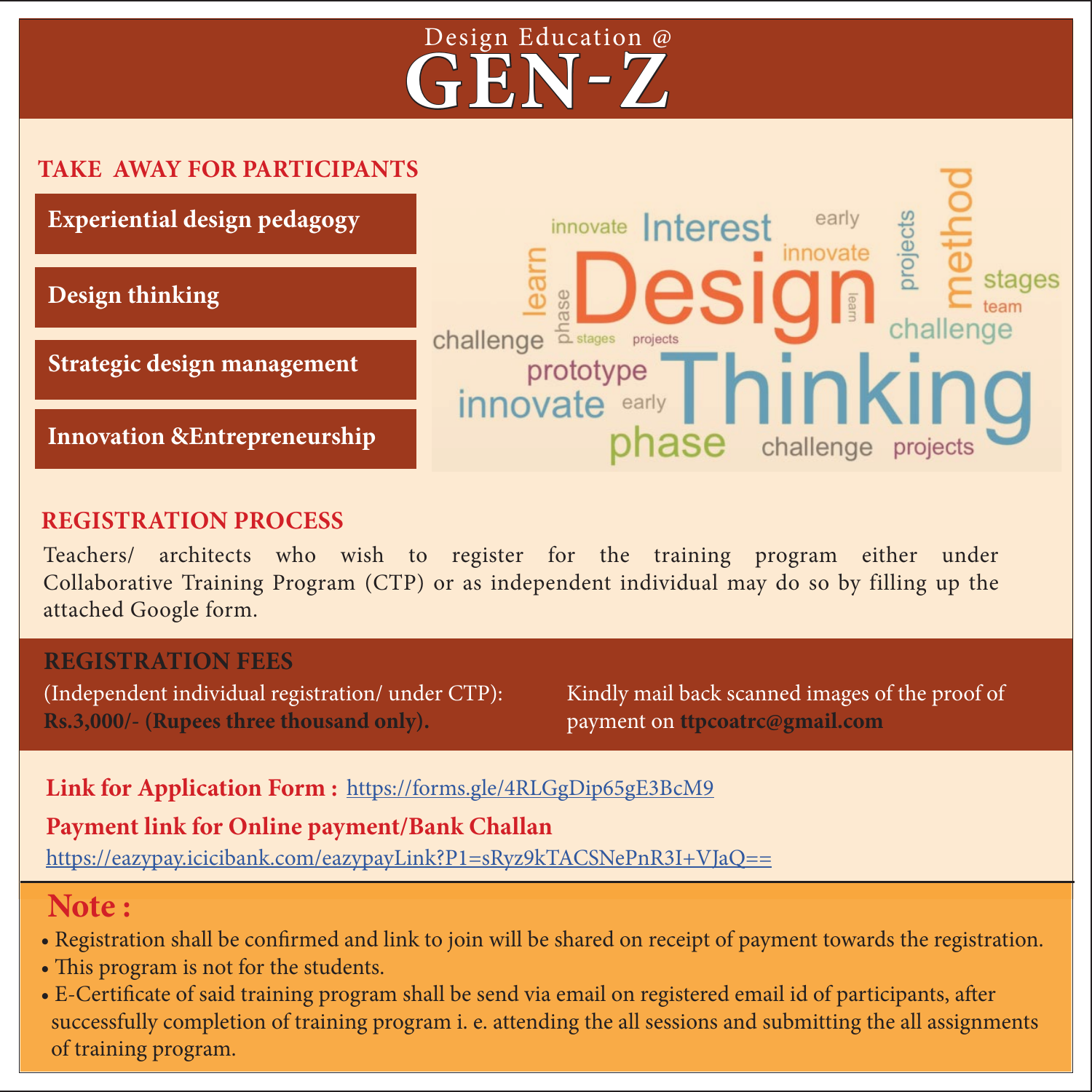Design Education @

# GEN-Z

## TAKE AWAY FOR PARTICIPANTS

- **Experiential design pedagogy**
- **Design thinking**
- **Strategic design management**
- **Innovation &Entrepreneurship**

## REGISTRATION PROCESS

Teachers/ architects who wish to register for the training program either under Collaborative Training Program (CTP) or as independent individual may do so by filling up the attached Google form.

## REGISTRATION FEES

(Independent individual registration/ under CTP):
**Rs.3,000/- (Rupees three thousand only).**

Kindly mail back scanned images of the proof of payment on **ttpcoatrc@gmail.com**

**Link for Application Form :** https://forms.gle/4RLGgDip65gE3BcM9

**Payment link for Online payment/Bank Challan**
https://eazypay.icicibank.com/eazypayLink?P1=sRyz9kTACSNePnR3I+VJaQ==

## Note :

- Registration shall be confirmed and link to join will be shared on receipt of payment towards the registration.
- This program is not for the students.
- E-Certificate of said training program shall be send via email on registered email id of participants, after successfully completion of training program i. e. attending the all sessions and submitting the all assignments of training program.